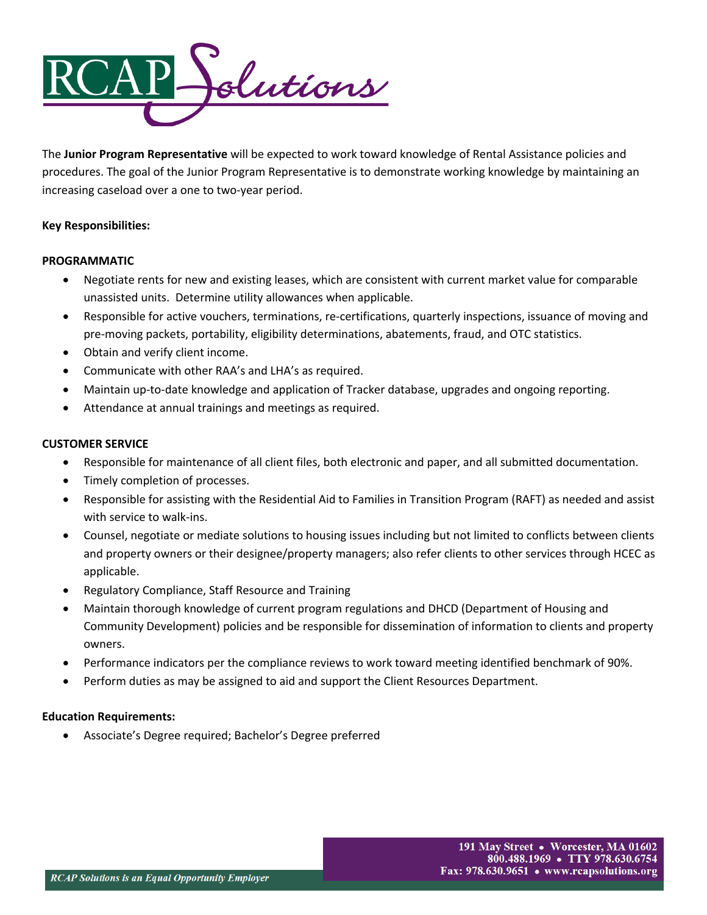# RCAP Solutions

The **Junior Program Representative** will be expected to work toward knowledge of Rental Assistance policies and procedures. The goal of the Junior Program Representative is to demonstrate working knowledge by maintaining an increasing caseload over a one to two-year period.

**Key Responsibilities:**

**PROGRAMMATIC**

- Negotiate rents for new and existing leases, which are consistent with current market value for comparable unassisted units. Determine utility allowances when applicable.
- Responsible for active vouchers, terminations, re-certifications, quarterly inspections, issuance of moving and pre-moving packets, portability, eligibility determinations, abatements, fraud, and OTC statistics.
- Obtain and verify client income.
- Communicate with other RAA's and LHA's as required.
- Maintain up-to-date knowledge and application of Tracker database, upgrades and ongoing reporting.
- Attendance at annual trainings and meetings as required.

**CUSTOMER SERVICE**

- Responsible for maintenance of all client files, both electronic and paper, and all submitted documentation.
- Timely completion of processes.
- Responsible for assisting with the Residential Aid to Families in Transition Program (RAFT) as needed and assist with service to walk-ins.
- Counsel, negotiate or mediate solutions to housing issues including but not limited to conflicts between clients and property owners or their designee/property managers; also refer clients to other services through HCEC as applicable.
- Regulatory Compliance, Staff Resource and Training
- Maintain thorough knowledge of current program regulations and DHCD (Department of Housing and Community Development) policies and be responsible for dissemination of information to clients and property owners.
- Performance indicators per the compliance reviews to work toward meeting identified benchmark of 90%.
- Perform duties as may be assigned to aid and support the Client Resources Department.

**Education Requirements:**

- Associate's Degree required; Bachelor's Degree preferred

191 May Street • Worcester, MA 01602
800.488.1969 • TTY 978.630.6754
Fax: 978.630.9651 • www.rcapsolutions.org

*RCAP Solutions is an Equal Opportunity Employer*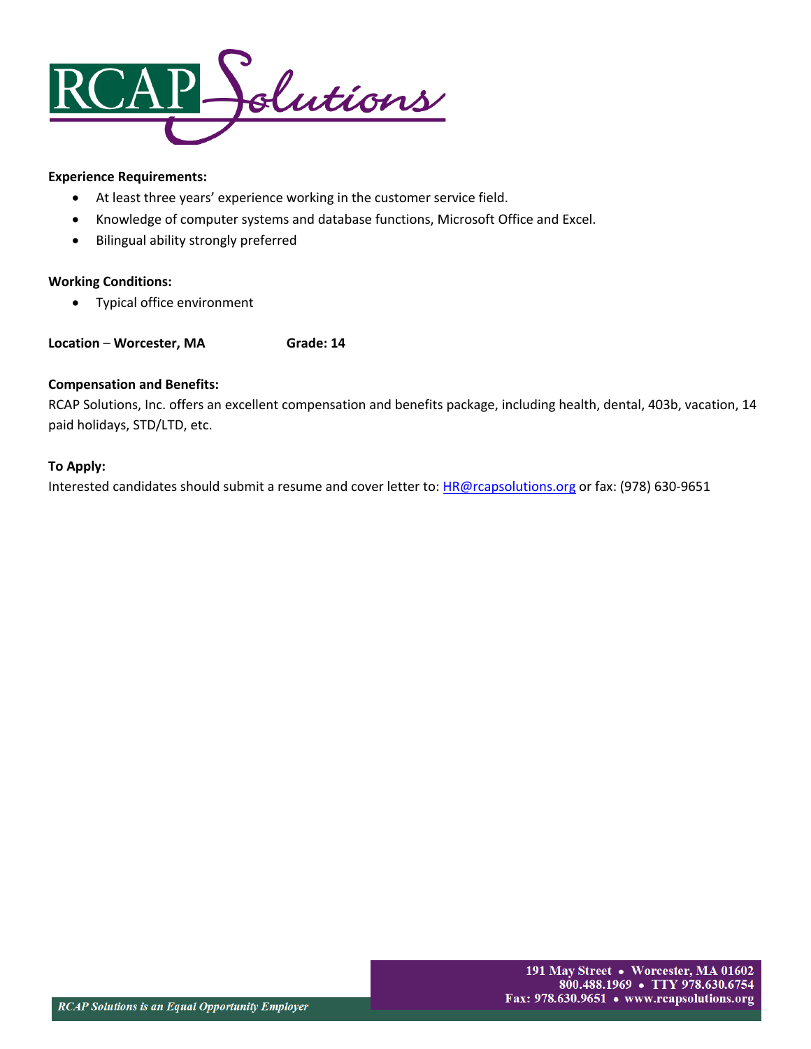**Experience Requirements:**

- At least three years' experience working in the customer service field.
- Knowledge of computer systems and database functions, Microsoft Office and Excel.
- Bilingual ability strongly preferred

**Working Conditions:**

- Typical office environment

**Location** – **Worcester, MA** **Grade: 14**

**Compensation and Benefits:**

RCAP Solutions, Inc. offers an excellent compensation and benefits package, including health, dental, 403b, vacation, 14 paid holidays, STD/LTD, etc.

**To Apply:**

Interested candidates should submit a resume and cover letter to: HR@rcapsolutions.org or fax: (978) 630-9651

191 May Street • Worcester, MA 01602
800.488.1969 • TTY 978.630.6754
Fax: 978.630.9651 • www.rcapsolutions.org

*RCAP Solutions is an Equal Opportunity Employer*